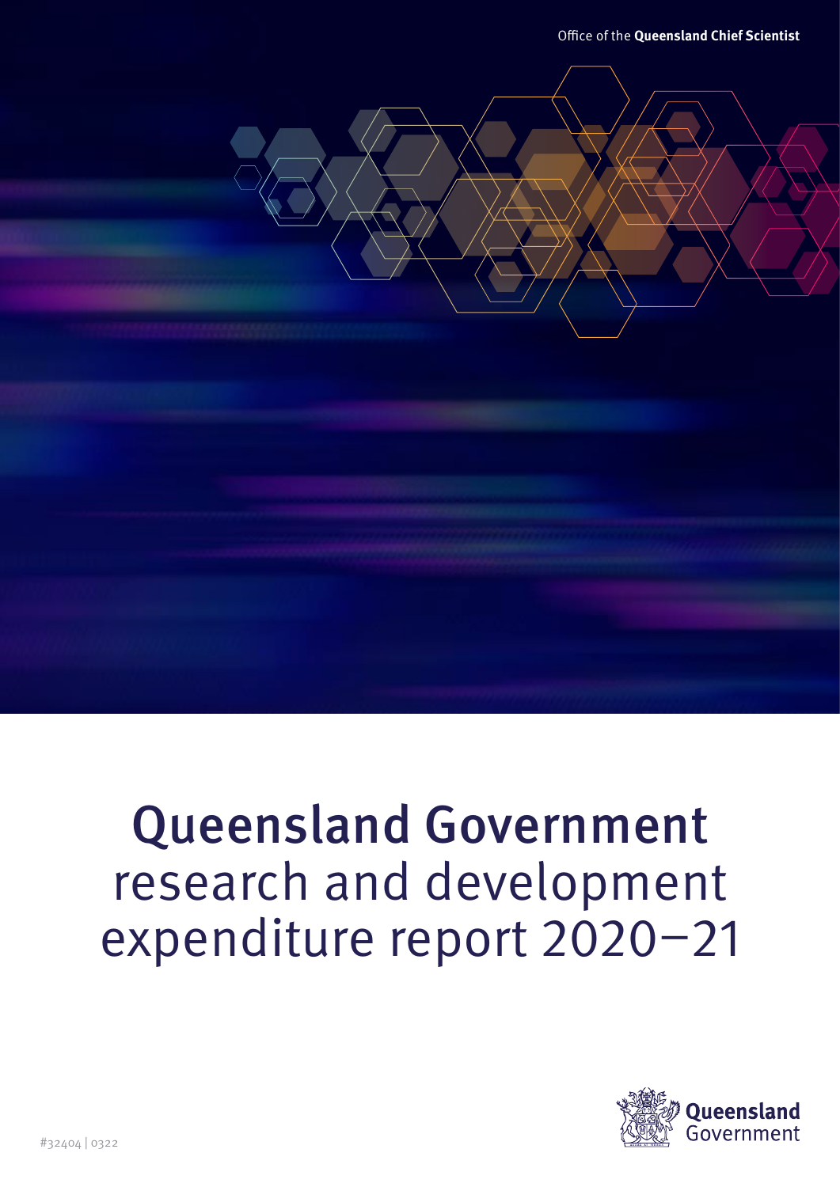Office of the **Queensland Chief Scientist**

# Queensland Government research and development expenditure report 2020–21

#32404 | 0322

Queensland Government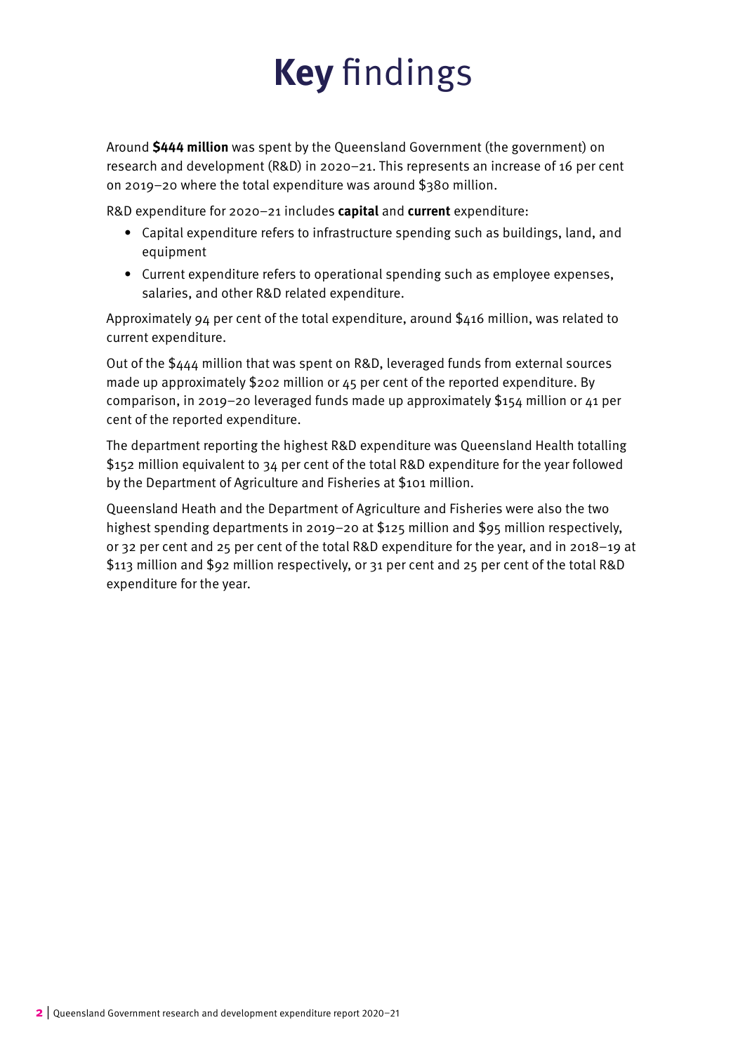# **Key** findings

Around **$444 million** was spent by the Queensland Government (the government) on research and development (R&D) in 2020–21. This represents an increase of 16 per cent on 2019–20 where the total expenditure was around $380 million.

R&D expenditure for 2020–21 includes **capital** and **current** expenditure:

- Capital expenditure refers to infrastructure spending such as buildings, land, and equipment
- Current expenditure refers to operational spending such as employee expenses, salaries, and other R&D related expenditure.

Approximately 94 per cent of the total expenditure, around $416 million, was related to current expenditure.

Out of the $444 million that was spent on R&D, leveraged funds from external sources made up approximately $202 million or 45 per cent of the reported expenditure. By comparison, in 2019–20 leveraged funds made up approximately $154 million or 41 per cent of the reported expenditure.

The department reporting the highest R&D expenditure was Queensland Health totalling $152 million equivalent to 34 per cent of the total R&D expenditure for the year followed by the Department of Agriculture and Fisheries at $101 million.

Queensland Heath and the Department of Agriculture and Fisheries were also the two highest spending departments in 2019–20 at $125 million and $95 million respectively, or 32 per cent and 25 per cent of the total R&D expenditure for the year, and in 2018–19 at $113 million and $92 million respectively, or 31 per cent and 25 per cent of the total R&D expenditure for the year.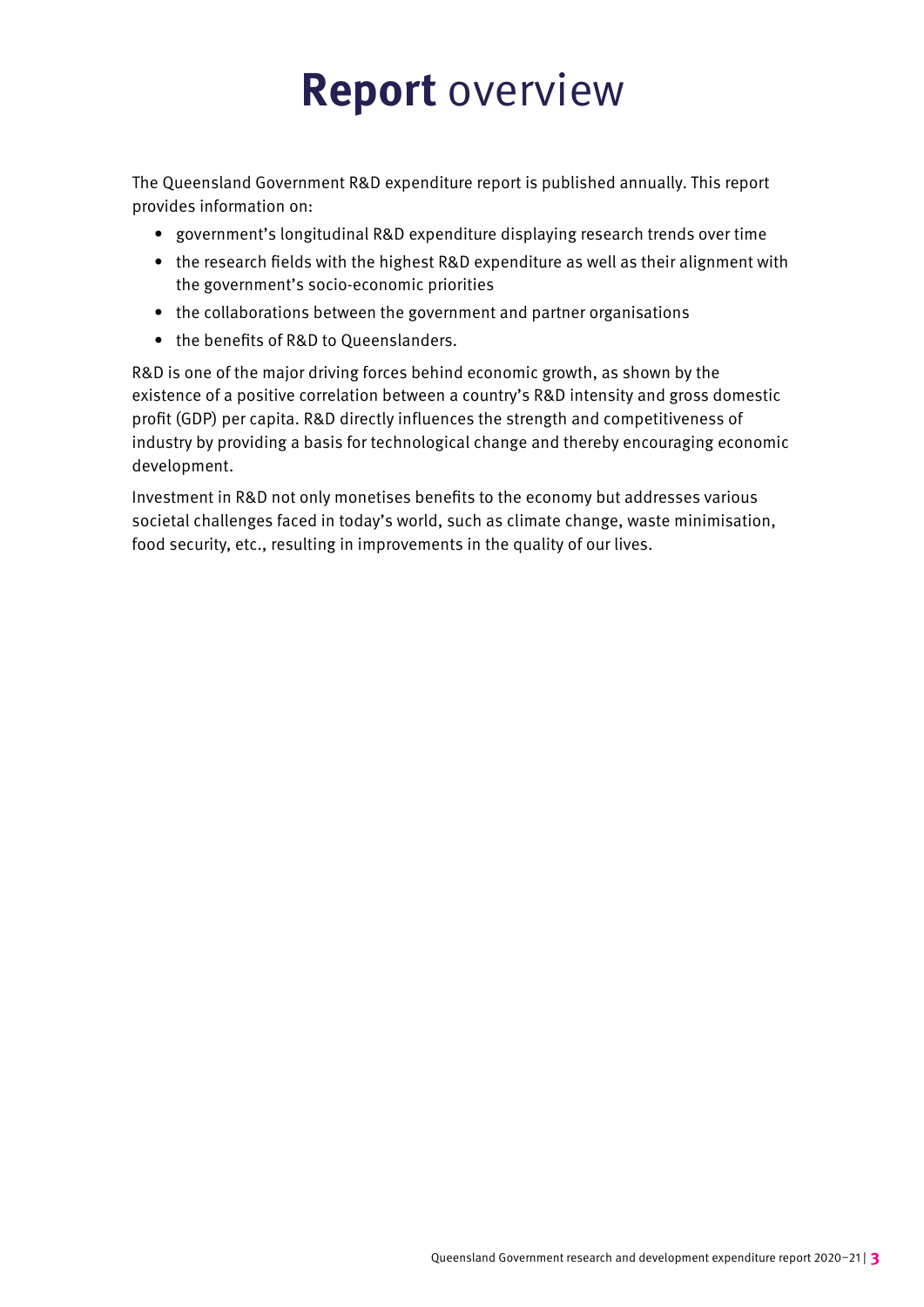# **Report** overview

The Queensland Government R&D expenditure report is published annually. This report provides information on:

- government's longitudinal R&D expenditure displaying research trends over time
- the research fields with the highest R&D expenditure as well as their alignment with the government's socio-economic priorities
- the collaborations between the government and partner organisations
- the benefits of R&D to Queenslanders.

R&D is one of the major driving forces behind economic growth, as shown by the existence of a positive correlation between a country's R&D intensity and gross domestic profit (GDP) per capita. R&D directly influences the strength and competitiveness of industry by providing a basis for technological change and thereby encouraging economic development.

Investment in R&D not only monetises benefits to the economy but addresses various societal challenges faced in today's world, such as climate change, waste minimisation, food security, etc., resulting in improvements in the quality of our lives.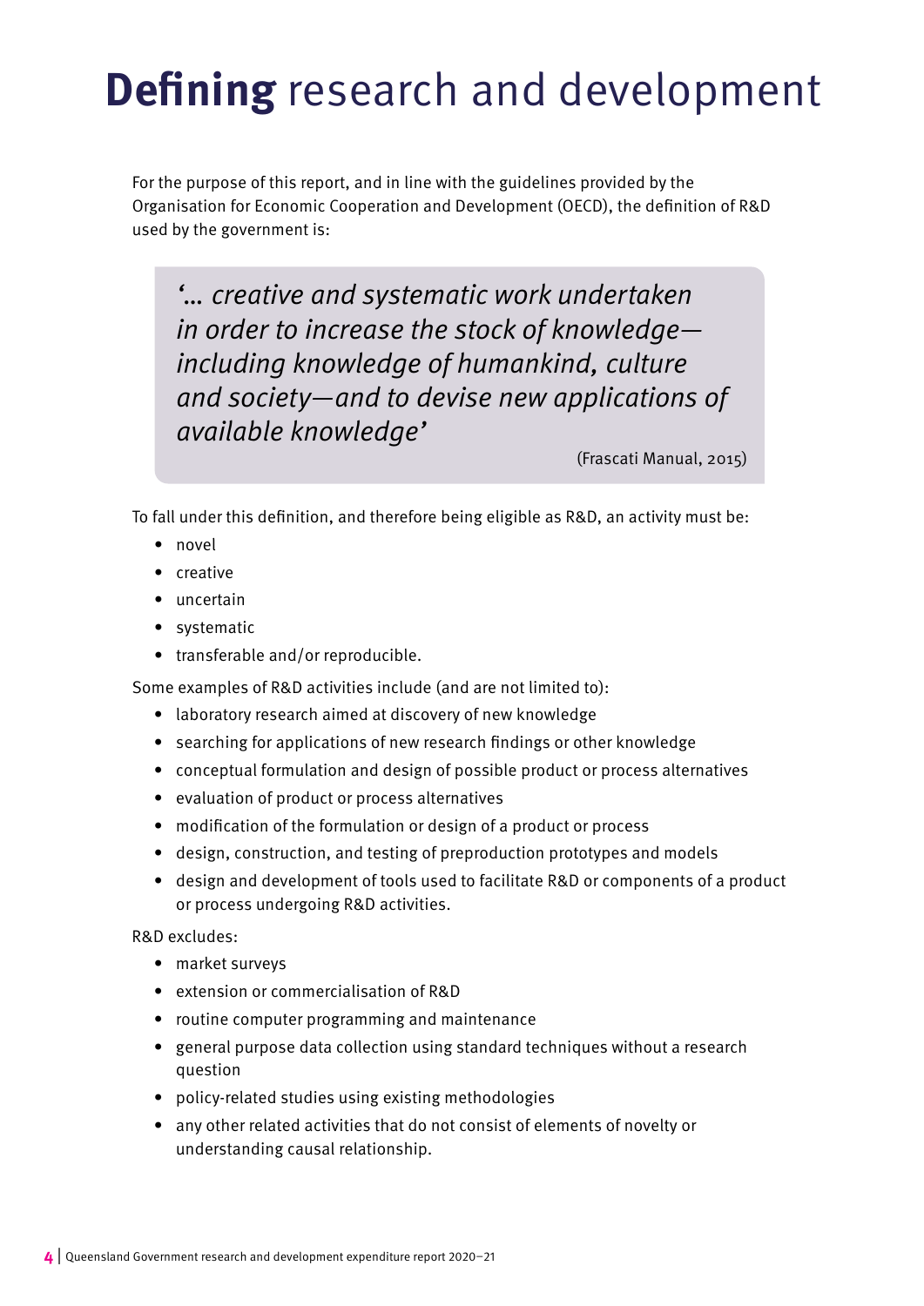# **Defining** research and development

For the purpose of this report, and in line with the guidelines provided by the Organisation for Economic Cooperation and Development (OECD), the definition of R&D used by the government is:

> *'… creative and systematic work undertaken in order to increase the stock of knowledge—including knowledge of humankind, culture and society—and to devise new applications of available knowledge'*
>
> (Frascati Manual, 2015)

To fall under this definition, and therefore being eligible as R&D, an activity must be:

- novel
- creative
- uncertain
- systematic
- transferable and/or reproducible.

Some examples of R&D activities include (and are not limited to):

- laboratory research aimed at discovery of new knowledge
- searching for applications of new research findings or other knowledge
- conceptual formulation and design of possible product or process alternatives
- evaluation of product or process alternatives
- modification of the formulation or design of a product or process
- design, construction, and testing of preproduction prototypes and models
- design and development of tools used to facilitate R&D or components of a product or process undergoing R&D activities.

R&D excludes:

- market surveys
- extension or commercialisation of R&D
- routine computer programming and maintenance
- general purpose data collection using standard techniques without a research question
- policy-related studies using existing methodologies
- any other related activities that do not consist of elements of novelty or understanding causal relationship.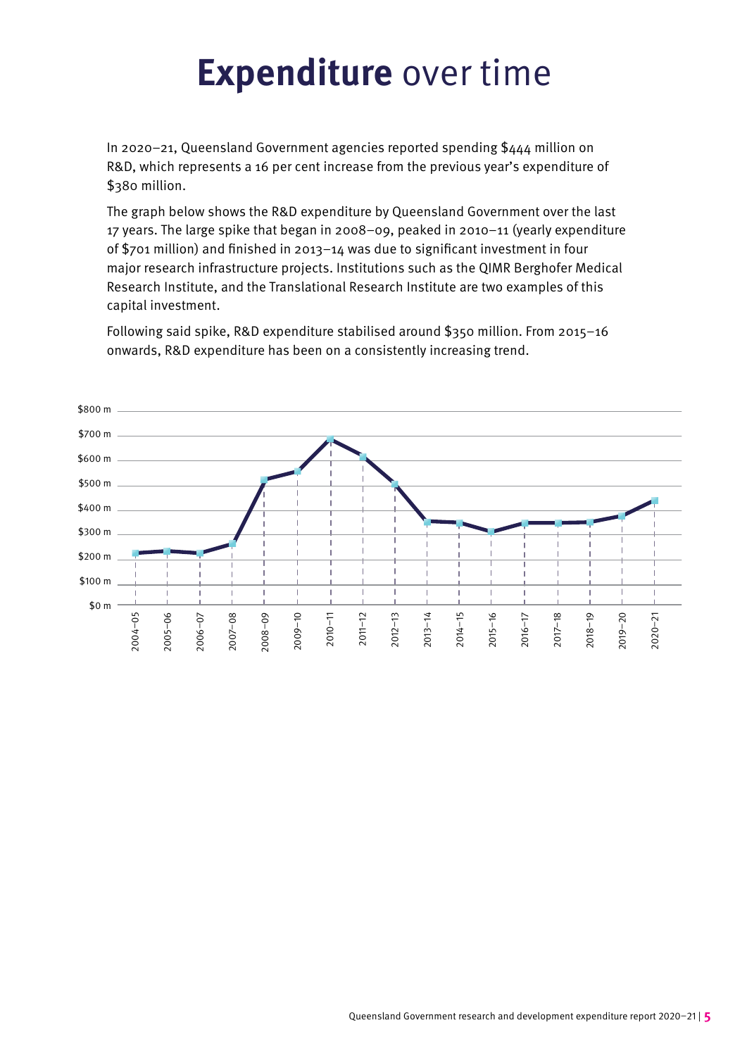# **Expenditure** over time

In 2020–21, Queensland Government agencies reported spending $444 million on R&D, which represents a 16 per cent increase from the previous year's expenditure of $380 million.

The graph below shows the R&D expenditure by Queensland Government over the last 17 years. The large spike that began in 2008–09, peaked in 2010–11 (yearly expenditure of $701 million) and finished in 2013–14 was due to significant investment in four major research infrastructure projects. Institutions such as the QIMR Berghofer Medical Research Institute, and the Translational Research Institute are two examples of this capital investment.

Following said spike, R&D expenditure stabilised around $350 million. From 2015–16 onwards, R&D expenditure has been on a consistently increasing trend.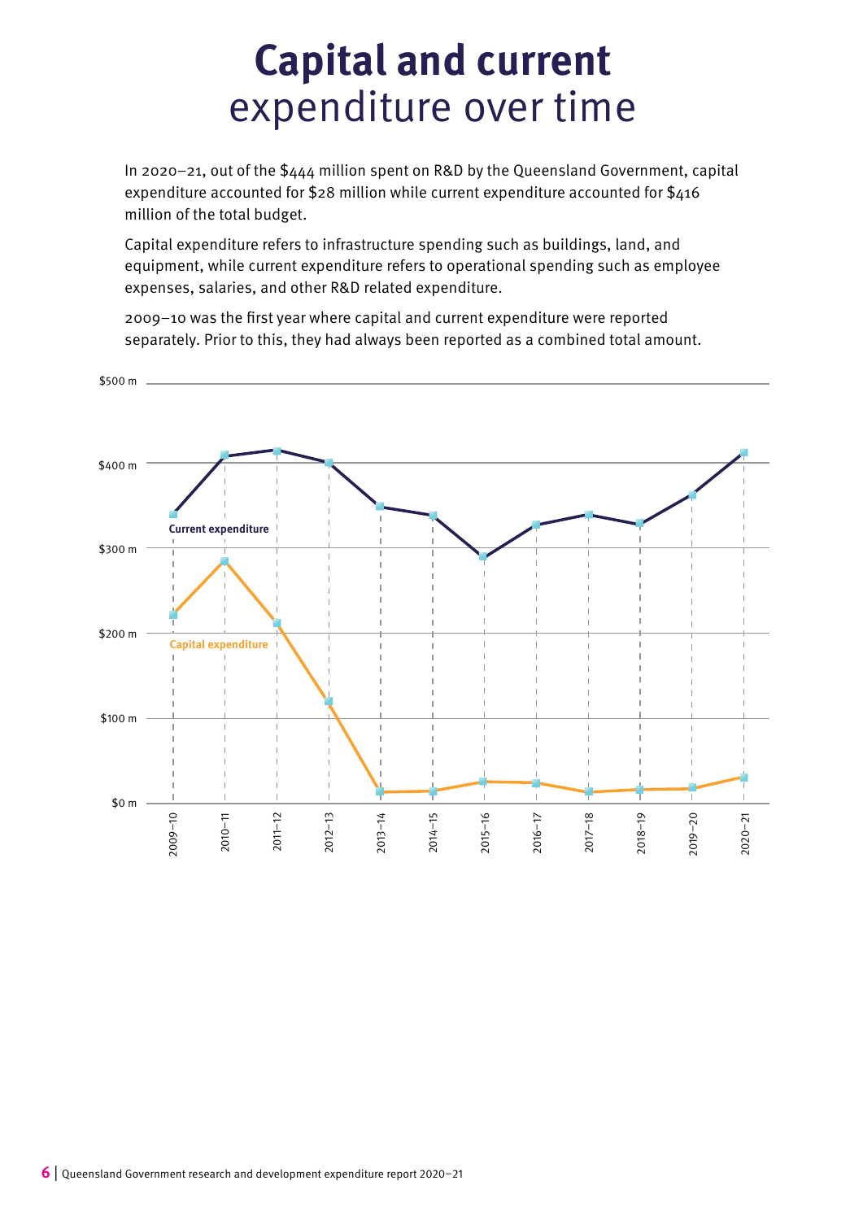# **Capital and current** expenditure over time

In 2020–21, out of the $444 million spent on R&D by the Queensland Government, capital expenditure accounted for $28 million while current expenditure accounted for $416 million of the total budget.

Capital expenditure refers to infrastructure spending such as buildings, land, and equipment, while current expenditure refers to operational spending such as employee expenses, salaries, and other R&D related expenditure.

2009–10 was the first year where capital and current expenditure were reported separately. Prior to this, they had always been reported as a combined total amount.

$500 m

$400 m

$300 m

$200 m

$100 m

$0 m

Current expenditure

Capital expenditure

2009–10 2010–11 2011–12 2012–13 2013–14 2014–15 2015–16 2016–17 2017–18 2018–19 2019–20 2020–21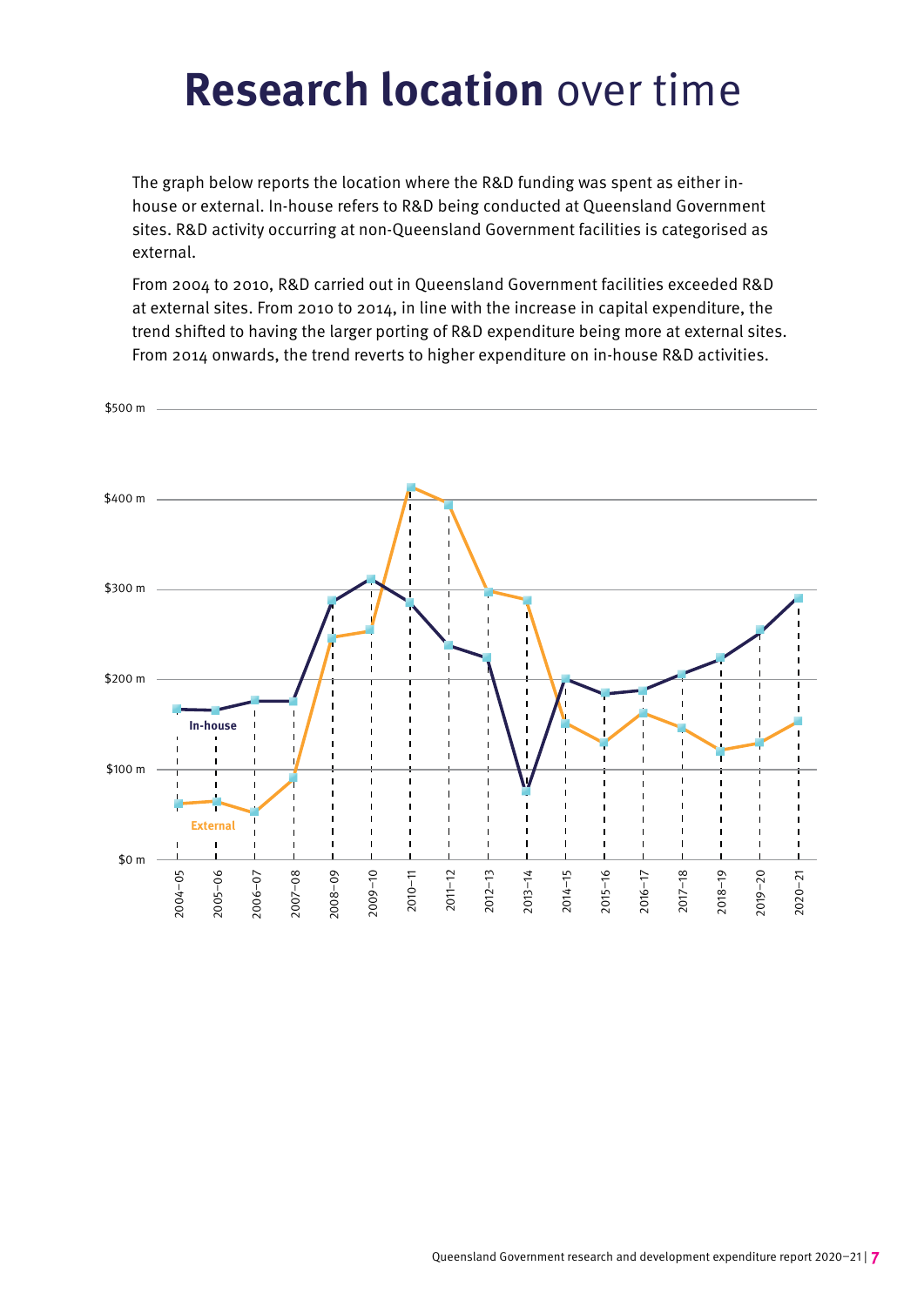# **Research location** over time

The graph below reports the location where the R&D funding was spent as either in-house or external. In-house refers to R&D being conducted at Queensland Government sites. R&D activity occurring at non-Queensland Government facilities is categorised as external.

From 2004 to 2010, R&D carried out in Queensland Government facilities exceeded R&D at external sites. From 2010 to 2014, in line with the increase in capital expenditure, the trend shifted to having the larger porting of R&D expenditure being more at external sites. From 2014 onwards, the trend reverts to higher expenditure on in-house R&D activities.

$500 m

$400 m

$300 m

$200 m

$100 m

$0 m

In-house

External

2004–05 2005–06 2006–07 2007–08 2008–09 2009–10 2010–11 2011–12 2012–13 2013–14 2014–15 2015–16 2016–17 2017–18 2018–19 2019–20 2020–21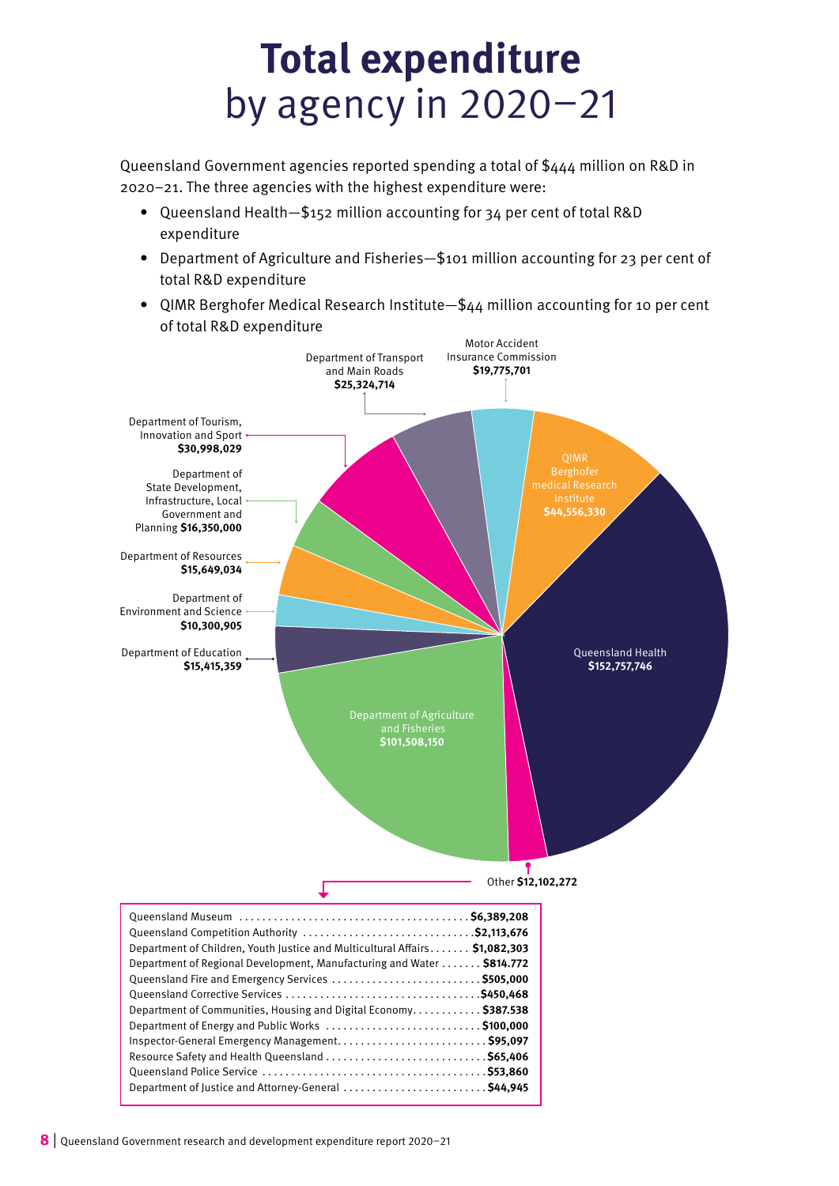# **Total expenditure** by agency in 2020–21

Queensland Government agencies reported spending a total of $444 million on R&D in 2020–21. The three agencies with the highest expenditure were:

- Queensland Health—$152 million accounting for 34 per cent of total R&D expenditure
- Department of Agriculture and Fisheries—$101 million accounting for 23 per cent of total R&D expenditure
- QIMR Berghofer Medical Research Institute—$44 million accounting for 10 per cent of total R&D expenditure

Department of Transport and Main Roads **$25,324,714**

Motor Accident Insurance Commission **$19,775,701**

Department of Tourism, Innovation and Sport **$30,998,029**

QIMR Berghofer medical Research Institute **$44,556,330**

Department of State Development, Infrastructure, Local Government and Planning **$16,350,000**

Department of Resources **$15,649,034**

Department of Environment and Science **$10,300,905**

Department of Education **$15,415,359**

Queensland Health **$152,757,746**

Department of Agriculture and Fisheries **$101,508,150**

Other **$12,102,272**

| Agency | Expenditure |
|---|---|
| Queensland Museum | **$6,389,208** |
| Queensland Competition Authority | **$2,113,676** |
| Department of Children, Youth Justice and Multicultural Affairs | **$1,082,303** |
| Department of Regional Development, Manufacturing and Water | **$814.772** |
| Queensland Fire and Emergency Services | **$505,000** |
| Queensland Corrective Services | **$450,468** |
| Department of Communities, Housing and Digital Economy | **$387.538** |
| Department of Energy and Public Works | **$100,000** |
| Inspector-General Emergency Management | **$95,097** |
| Resource Safety and Health Queensland | **$65,406** |
| Queensland Police Service | **$53,860** |
| Department of Justice and Attorney-General | **$44,945** |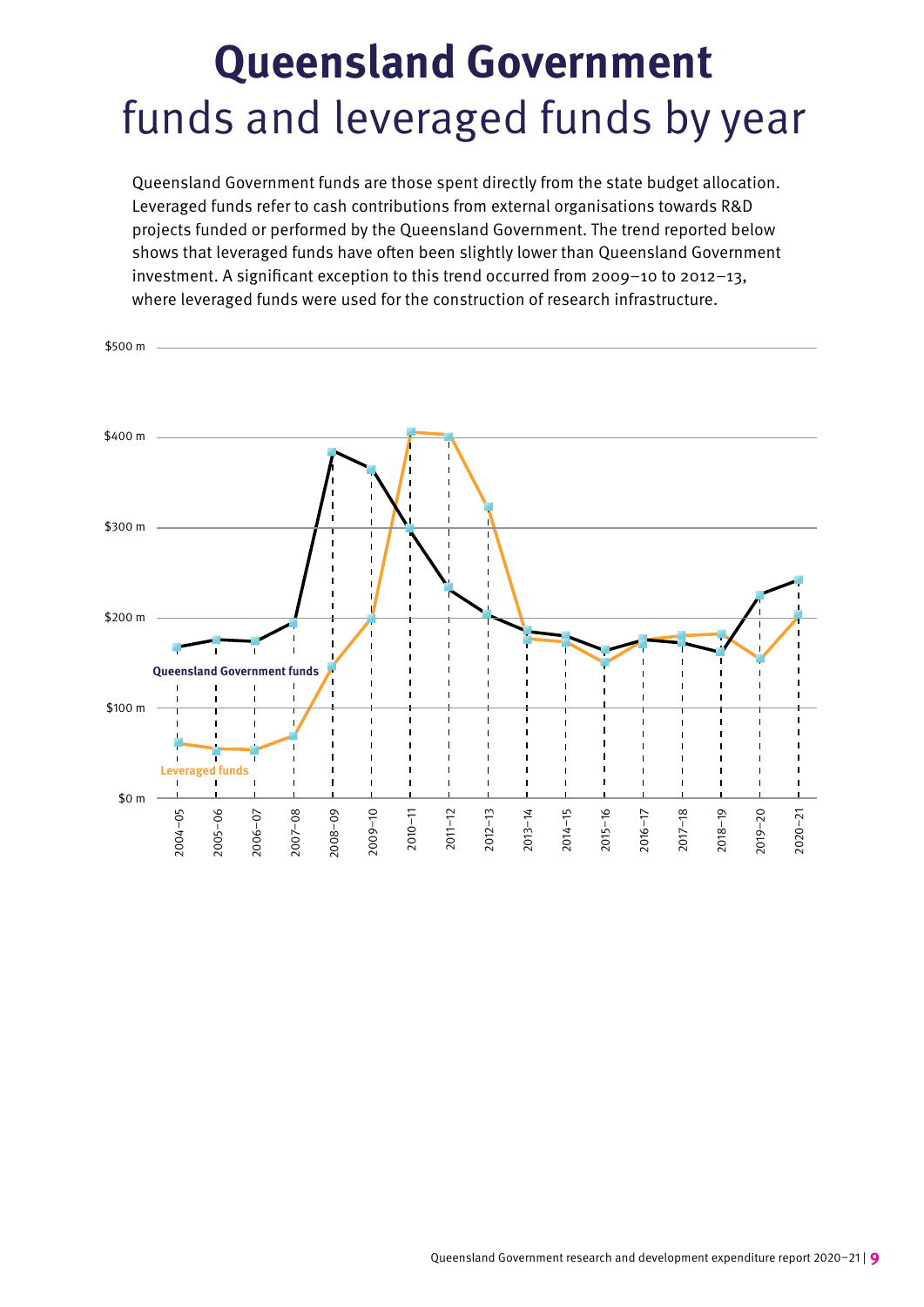# **Queensland Government** funds and leveraged funds by year

Queensland Government funds are those spent directly from the state budget allocation. Leveraged funds refer to cash contributions from external organisations towards R&D projects funded or performed by the Queensland Government. The trend reported below shows that leveraged funds have often been slightly lower than Queensland Government investment. A significant exception to this trend occurred from 2009–10 to 2012–13, where leveraged funds were used for the construction of research infrastructure.

$500 m

$400 m

$300 m

$200 m

$100 m

$0 m

Queensland Government funds

Leveraged funds

2004–05 2005–06 2006–07 2007–08 2008–09 2009–10 2010–11 2011–12 2012–13 2013–14 2014–15 2015–16 2016–17 2017–18 2018–19 2019–20 2020–21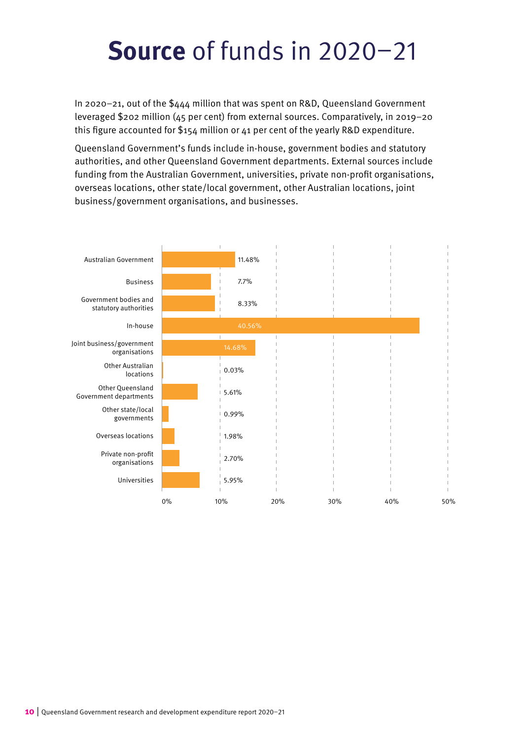# **Source** of funds in 2020–21

In 2020–21, out of the $444 million that was spent on R&D, Queensland Government leveraged $202 million (45 per cent) from external sources. Comparatively, in 2019–20 this figure accounted for $154 million or 41 per cent of the yearly R&D expenditure.

Queensland Government's funds include in-house, government bodies and statutory authorities, and other Queensland Government departments. External sources include funding from the Australian Government, universities, private non-profit organisations, overseas locations, other state/local government, other Australian locations, joint business/government organisations, and businesses.

| Source | Percentage |
| --- | --- |
| Australian Government | 11.48% |
| Business | 7.7% |
| Government bodies and statutory authorities | 8.33% |
| In-house | 40.56% |
| Joint business/government organisations | 14.68% |
| Other Australian locations | 0.03% |
| Other Queensland Government departments | 5.61% |
| Other state/local governments | 0.99% |
| Overseas locations | 1.98% |
| Private non-profit organisations | 2.70% |
| Universities | 5.95% |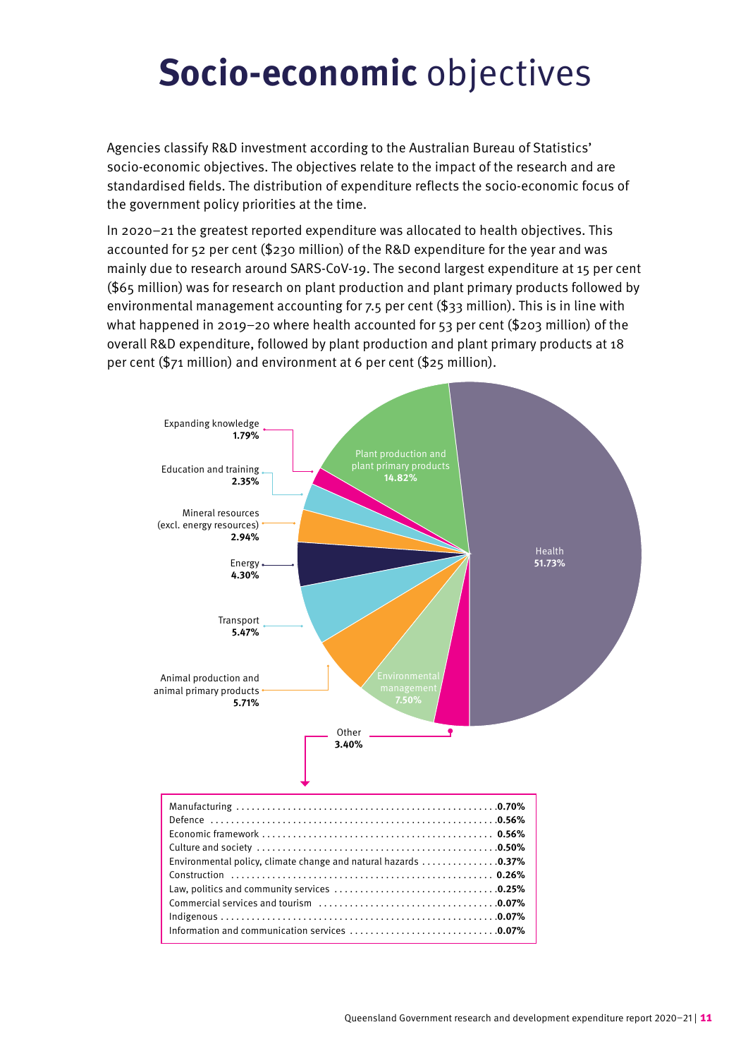# **Socio-economic** objectives

Agencies classify R&D investment according to the Australian Bureau of Statistics' socio-economic objectives. The objectives relate to the impact of the research and are standardised fields. The distribution of expenditure reflects the socio-economic focus of the government policy priorities at the time.

In 2020–21 the greatest reported expenditure was allocated to health objectives. This accounted for 52 per cent ($230 million) of the R&D expenditure for the year and was mainly due to research around SARS-CoV-19. The second largest expenditure at 15 per cent ($65 million) was for research on plant production and plant primary products followed by environmental management accounting for 7.5 per cent ($33 million). This is in line with what happened in 2019–20 where health accounted for 53 per cent ($203 million) of the overall R&D expenditure, followed by plant production and plant primary products at 18 per cent ($71 million) and environment at 6 per cent ($25 million).

| Socio-economic objective | Share |
|---|---|
| Health | 51.73% |
| Plant production and plant primary products | 14.82% |
| Environmental management | 7.50% |
| Animal production and animal primary products | 5.71% |
| Transport | 5.47% |
| Energy | 4.30% |
| Other | 3.40% |
| Mineral resources (excl. energy resources) | 2.94% |
| Education and training | 2.35% |
| Expanding knowledge | 1.79% |

Other:

| Objective | Share |
|---|---|
| Manufacturing | 0.70% |
| Defence | 0.56% |
| Economic framework | 0.56% |
| Culture and society | 0.50% |
| Environmental policy, climate change and natural hazards | 0.37% |
| Construction | 0.26% |
| Law, politics and community services | 0.25% |
| Commercial services and tourism | 0.07% |
| Indigenous | 0.07% |
| Information and communication services | 0.07% |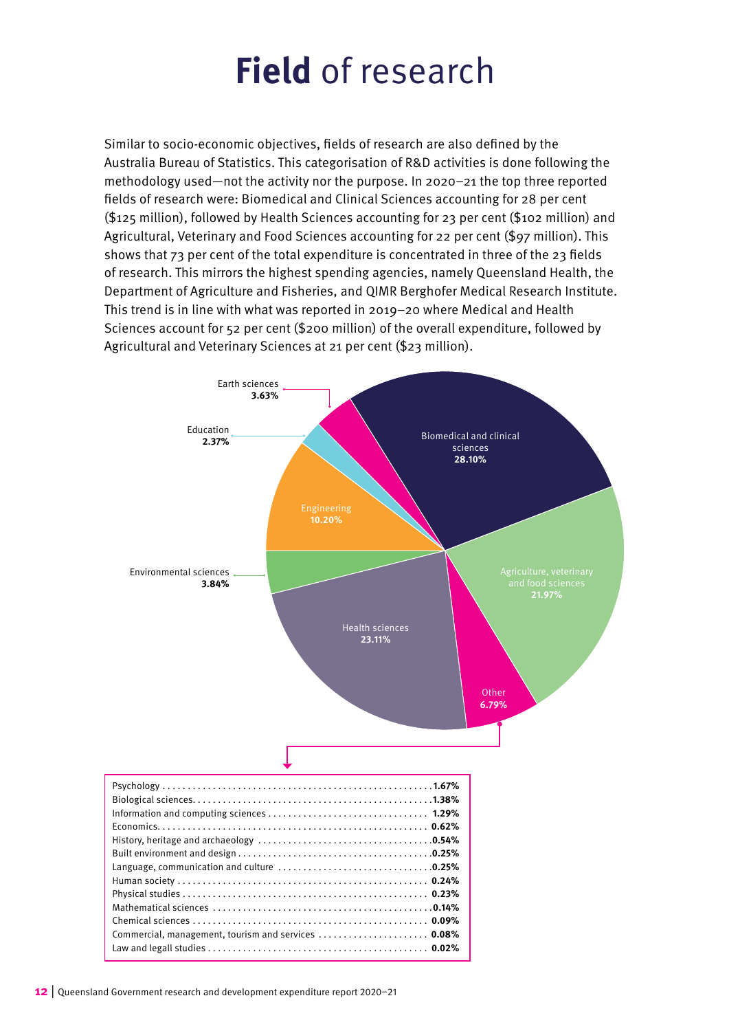# **Field** of research

Similar to socio-economic objectives, fields of research are also defined by the Australia Bureau of Statistics. This categorisation of R&D activities is done following the methodology used—not the activity nor the purpose. In 2020–21 the top three reported fields of research were: Biomedical and Clinical Sciences accounting for 28 per cent ($125 million), followed by Health Sciences accounting for 23 per cent ($102 million) and Agricultural, Veterinary and Food Sciences accounting for 22 per cent ($97 million). This shows that 73 per cent of the total expenditure is concentrated in three of the 23 fields of research. This mirrors the highest spending agencies, namely Queensland Health, the Department of Agriculture and Fisheries, and QIMR Berghofer Medical Research Institute. This trend is in line with what was reported in 2019–20 where Medical and Health Sciences account for 52 per cent ($200 million) of the overall expenditure, followed by Agricultural and Veterinary Sciences at 21 per cent ($23 million).

| Field of research | Share |
|---|---|
| Biomedical and clinical sciences | 28.10% |
| Health sciences | 23.11% |
| Agriculture, veterinary and food sciences | 21.97% |
| Engineering | 10.20% |
| Other | 6.79% |
| Environmental sciences | 3.84% |
| Earth sciences | 3.63% |
| Education | 2.37% |

Other:

| Field of research | Share |
|---|---|
| Psychology | 1.67% |
| Biological sciences | 1.38% |
| Information and computing sciences | 1.29% |
| Economics | 0.62% |
| History, heritage and archaeology | 0.54% |
| Built environment and design | 0.25% |
| Language, communication and culture | 0.25% |
| Human society | 0.24% |
| Physical studies | 0.23% |
| Mathematical sciences | 0.14% |
| Chemical sciences | 0.09% |
| Commercial, management, tourism and services | 0.08% |
| Law and legall studies | 0.02% |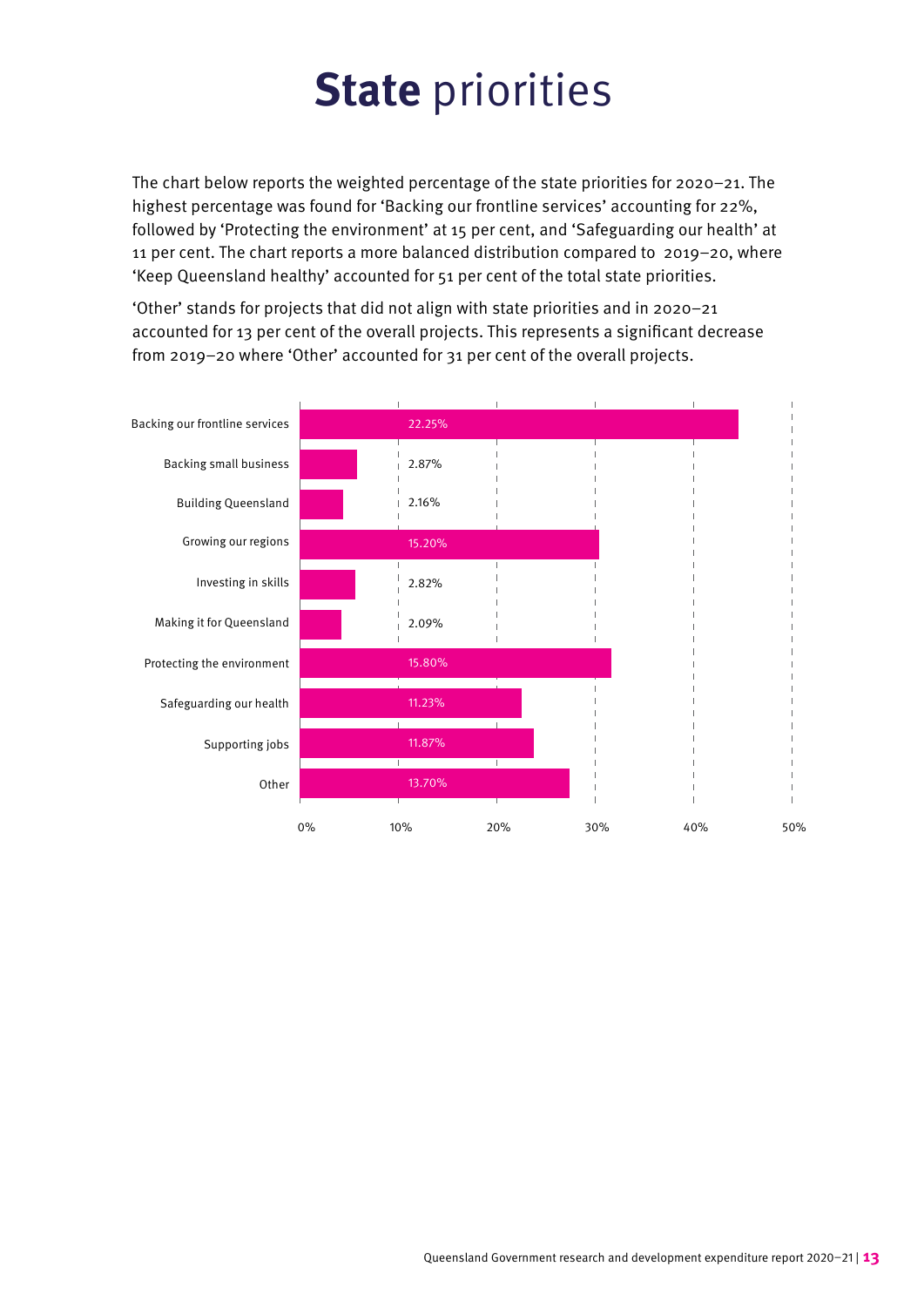# **State** priorities

The chart below reports the weighted percentage of the state priorities for 2020–21. The highest percentage was found for 'Backing our frontline services' accounting for 22%, followed by 'Protecting the environment' at 15 per cent, and 'Safeguarding our health' at 11 per cent. The chart reports a more balanced distribution compared to 2019–20, where 'Keep Queensland healthy' accounted for 51 per cent of the total state priorities.

'Other' stands for projects that did not align with state priorities and in 2020–21 accounted for 13 per cent of the overall projects. This represents a significant decrease from 2019–20 where 'Other' accounted for 31 per cent of the overall projects.

| State priority | Percentage |
| --- | --- |
| Backing our frontline services | 22.25% |
| Backing small business | 2.87% |
| Building Queensland | 2.16% |
| Growing our regions | 15.20% |
| Investing in skills | 2.82% |
| Making it for Queensland | 2.09% |
| Protecting the environment | 15.80% |
| Safeguarding our health | 11.23% |
| Supporting jobs | 11.87% |
| Other | 13.70% |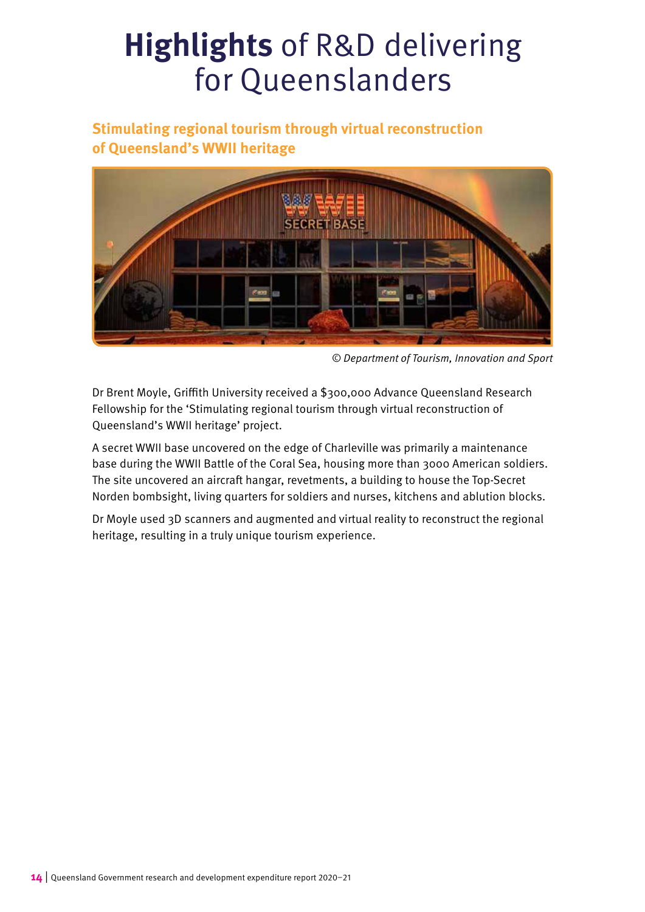# **Highlights** of R&D delivering for Queenslanders

## Stimulating regional tourism through virtual reconstruction of Queensland's WWII heritage

*© Department of Tourism, Innovation and Sport*

Dr Brent Moyle, Griffith University received a $300,000 Advance Queensland Research Fellowship for the 'Stimulating regional tourism through virtual reconstruction of Queensland's WWII heritage' project.

A secret WWII base uncovered on the edge of Charleville was primarily a maintenance base during the WWII Battle of the Coral Sea, housing more than 3000 American soldiers. The site uncovered an aircraft hangar, revetments, a building to house the Top-Secret Norden bombsight, living quarters for soldiers and nurses, kitchens and ablution blocks.

Dr Moyle used 3D scanners and augmented and virtual reality to reconstruct the regional heritage, resulting in a truly unique tourism experience.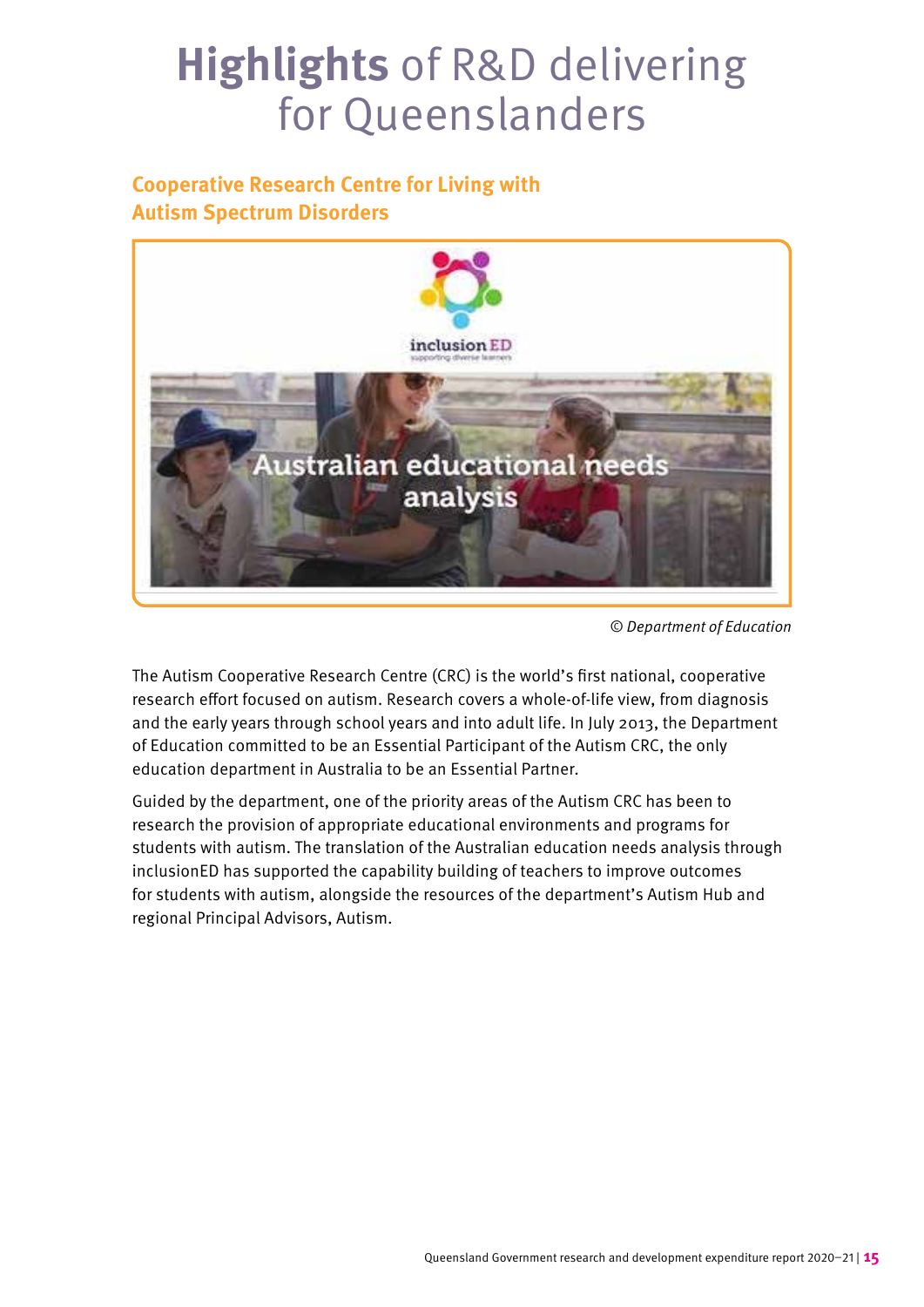# **Highlights** of R&D delivering for Queenslanders

## Cooperative Research Centre for Living with Autism Spectrum Disorders

*© Department of Education*

The Autism Cooperative Research Centre (CRC) is the world's first national, cooperative research effort focused on autism. Research covers a whole-of-life view, from diagnosis and the early years through school years and into adult life. In July 2013, the Department of Education committed to be an Essential Participant of the Autism CRC, the only education department in Australia to be an Essential Partner.

Guided by the department, one of the priority areas of the Autism CRC has been to research the provision of appropriate educational environments and programs for students with autism. The translation of the Australian education needs analysis through inclusionED has supported the capability building of teachers to improve outcomes for students with autism, alongside the resources of the department's Autism Hub and regional Principal Advisors, Autism.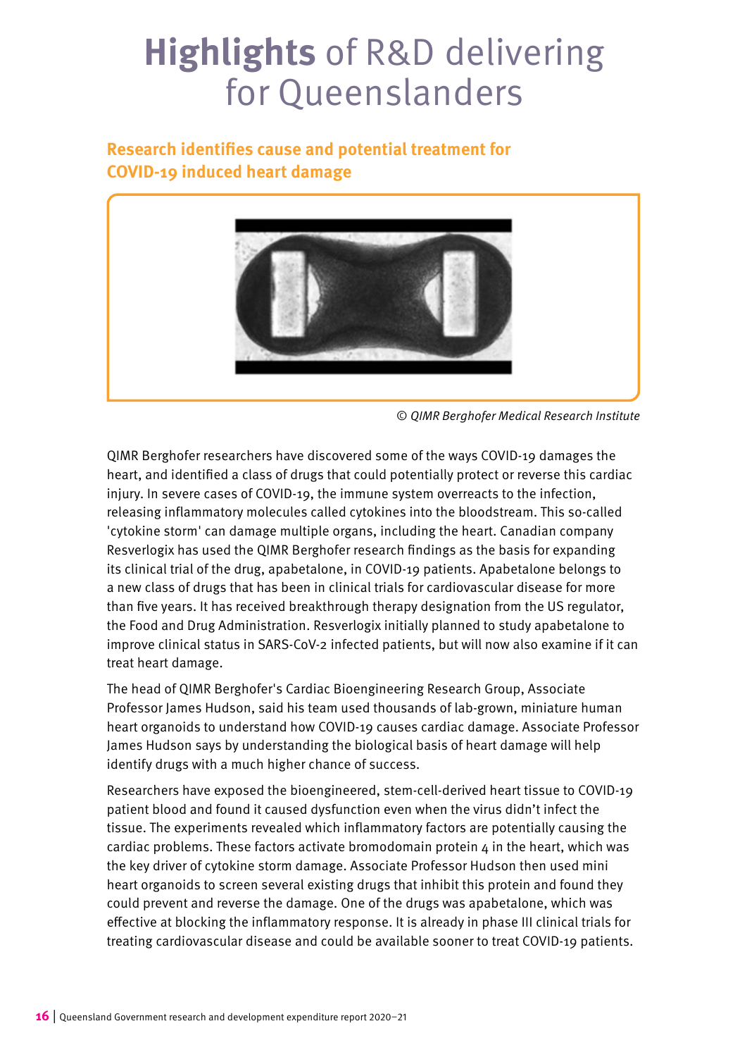# **Highlights** of R&D delivering for Queenslanders

## Research identifies cause and potential treatment for COVID-19 induced heart damage

*© QIMR Berghofer Medical Research Institute*

QIMR Berghofer researchers have discovered some of the ways COVID-19 damages the heart, and identified a class of drugs that could potentially protect or reverse this cardiac injury. In severe cases of COVID-19, the immune system overreacts to the infection, releasing inflammatory molecules called cytokines into the bloodstream. This so-called 'cytokine storm' can damage multiple organs, including the heart. Canadian company Resverlogix has used the QIMR Berghofer research findings as the basis for expanding its clinical trial of the drug, apabetalone, in COVID-19 patients. Apabetalone belongs to a new class of drugs that has been in clinical trials for cardiovascular disease for more than five years. It has received breakthrough therapy designation from the US regulator, the Food and Drug Administration. Resverlogix initially planned to study apabetalone to improve clinical status in SARS-CoV-2 infected patients, but will now also examine if it can treat heart damage.

The head of QIMR Berghofer's Cardiac Bioengineering Research Group, Associate Professor James Hudson, said his team used thousands of lab-grown, miniature human heart organoids to understand how COVID-19 causes cardiac damage. Associate Professor James Hudson says by understanding the biological basis of heart damage will help identify drugs with a much higher chance of success.

Researchers have exposed the bioengineered, stem-cell-derived heart tissue to COVID-19 patient blood and found it caused dysfunction even when the virus didn't infect the tissue. The experiments revealed which inflammatory factors are potentially causing the cardiac problems. These factors activate bromodomain protein 4 in the heart, which was the key driver of cytokine storm damage. Associate Professor Hudson then used mini heart organoids to screen several existing drugs that inhibit this protein and found they could prevent and reverse the damage. One of the drugs was apabetalone, which was effective at blocking the inflammatory response. It is already in phase III clinical trials for treating cardiovascular disease and could be available sooner to treat COVID-19 patients.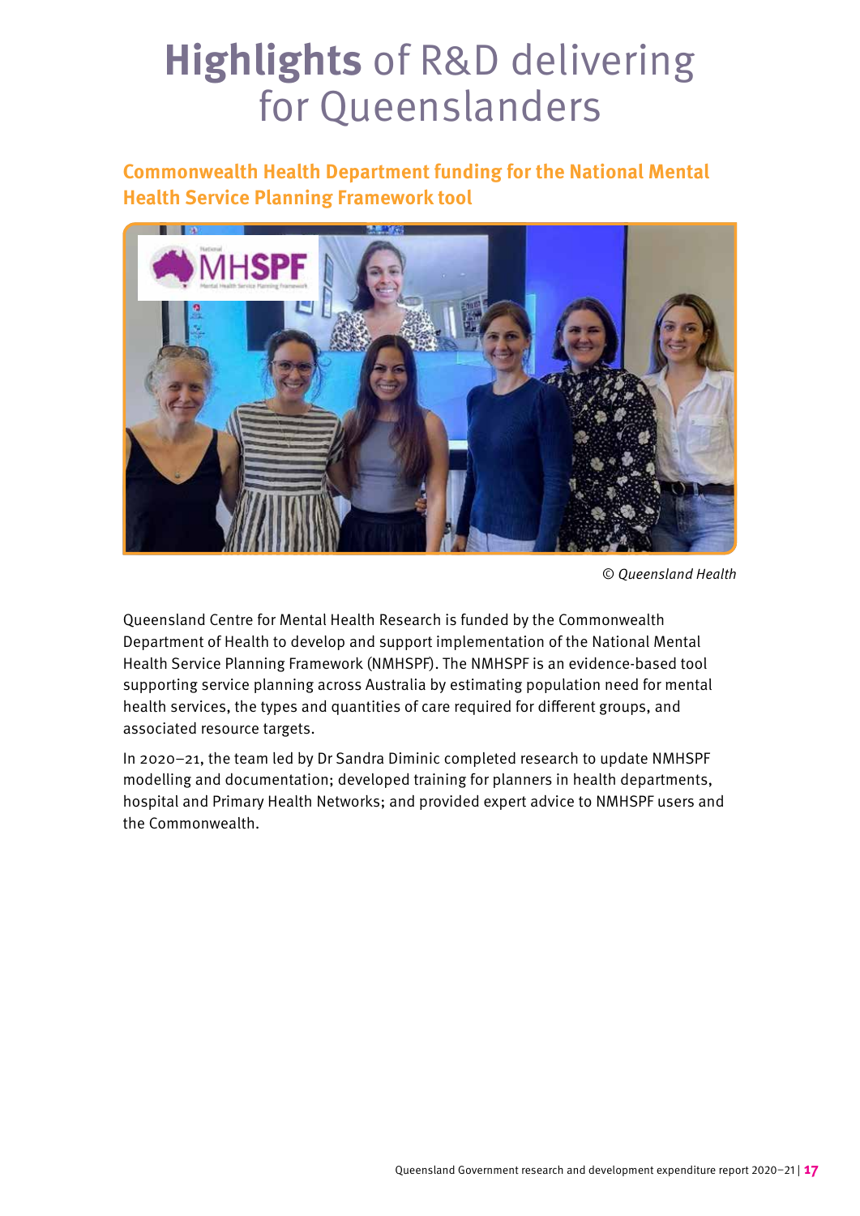# **Highlights** of R&D delivering for Queenslanders

## Commonwealth Health Department funding for the National Mental Health Service Planning Framework tool

*© Queensland Health*

Queensland Centre for Mental Health Research is funded by the Commonwealth Department of Health to develop and support implementation of the National Mental Health Service Planning Framework (NMHSPF). The NMHSPF is an evidence-based tool supporting service planning across Australia by estimating population need for mental health services, the types and quantities of care required for different groups, and associated resource targets.

In 2020–21, the team led by Dr Sandra Diminic completed research to update NMHSPF modelling and documentation; developed training for planners in health departments, hospital and Primary Health Networks; and provided expert advice to NMHSPF users and the Commonwealth.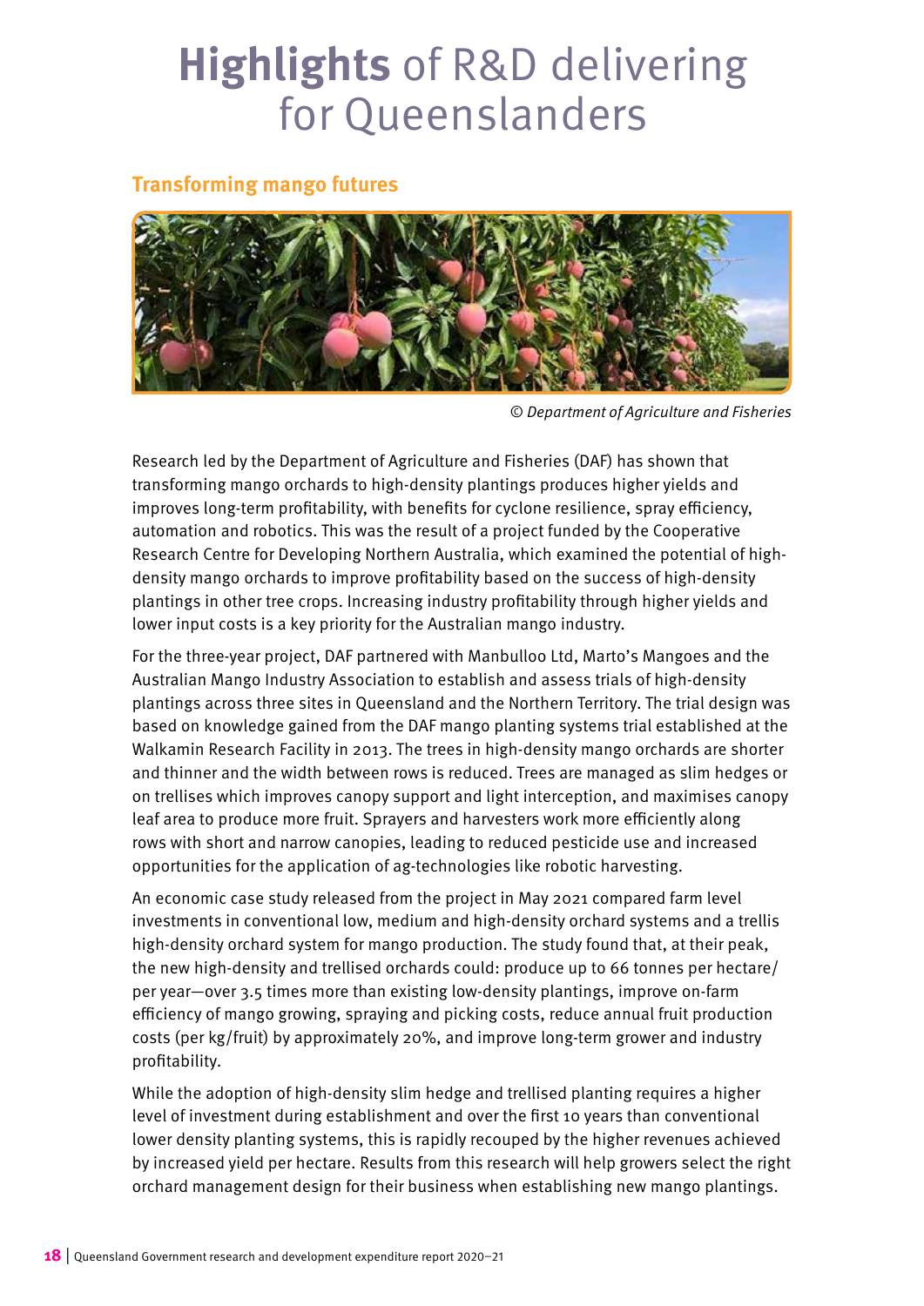# **Highlights** of R&D delivering for Queenslanders

## Transforming mango futures

© *Department of Agriculture and Fisheries*

Research led by the Department of Agriculture and Fisheries (DAF) has shown that transforming mango orchards to high-density plantings produces higher yields and improves long-term profitability, with benefits for cyclone resilience, spray efficiency, automation and robotics. This was the result of a project funded by the Cooperative Research Centre for Developing Northern Australia, which examined the potential of high-density mango orchards to improve profitability based on the success of high-density plantings in other tree crops. Increasing industry profitability through higher yields and lower input costs is a key priority for the Australian mango industry.

For the three-year project, DAF partnered with Manbulloo Ltd, Marto's Mangoes and the Australian Mango Industry Association to establish and assess trials of high-density plantings across three sites in Queensland and the Northern Territory. The trial design was based on knowledge gained from the DAF mango planting systems trial established at the Walkamin Research Facility in 2013. The trees in high-density mango orchards are shorter and thinner and the width between rows is reduced. Trees are managed as slim hedges or on trellises which improves canopy support and light interception, and maximises canopy leaf area to produce more fruit. Sprayers and harvesters work more efficiently along rows with short and narrow canopies, leading to reduced pesticide use and increased opportunities for the application of ag-technologies like robotic harvesting.

An economic case study released from the project in May 2021 compared farm level investments in conventional low, medium and high-density orchard systems and a trellis high-density orchard system for mango production. The study found that, at their peak, the new high-density and trellised orchards could: produce up to 66 tonnes per hectare/per year—over 3.5 times more than existing low-density plantings, improve on-farm efficiency of mango growing, spraying and picking costs, reduce annual fruit production costs (per kg/fruit) by approximately 20%, and improve long-term grower and industry profitability.

While the adoption of high-density slim hedge and trellised planting requires a higher level of investment during establishment and over the first 10 years than conventional lower density planting systems, this is rapidly recouped by the higher revenues achieved by increased yield per hectare. Results from this research will help growers select the right orchard management design for their business when establishing new mango plantings.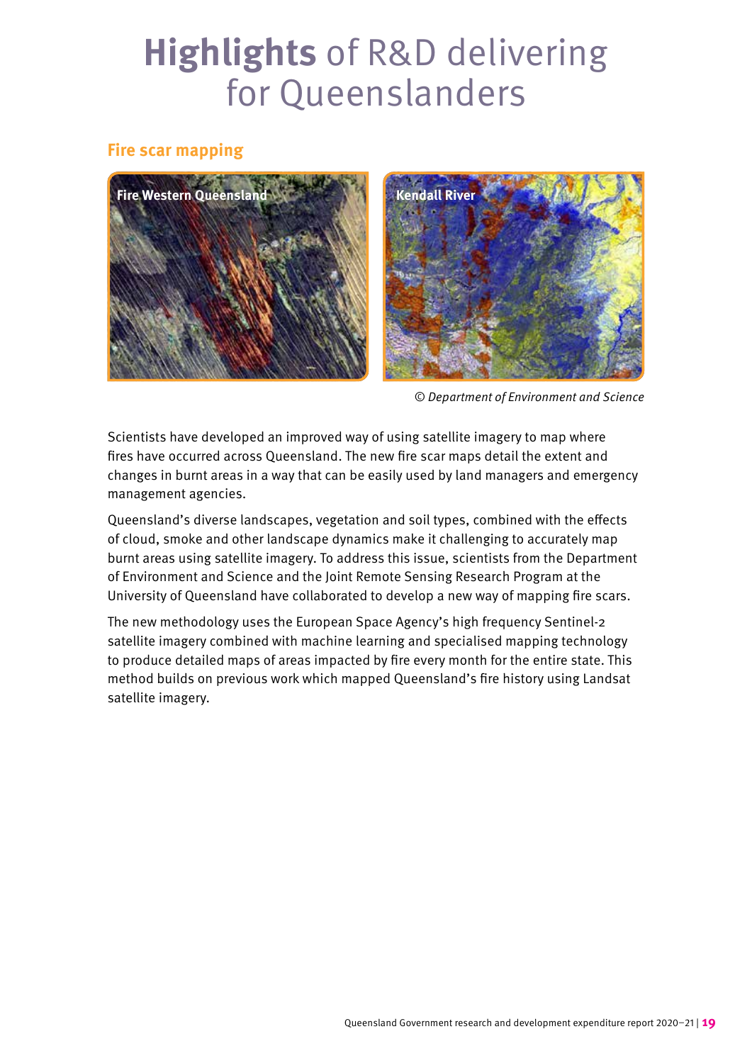# **Highlights** of R&D delivering for Queenslanders

## Fire scar mapping

Fire Western Queensland

Kendall River

*© Department of Environment and Science*

Scientists have developed an improved way of using satellite imagery to map where fires have occurred across Queensland. The new fire scar maps detail the extent and changes in burnt areas in a way that can be easily used by land managers and emergency management agencies.

Queensland's diverse landscapes, vegetation and soil types, combined with the effects of cloud, smoke and other landscape dynamics make it challenging to accurately map burnt areas using satellite imagery. To address this issue, scientists from the Department of Environment and Science and the Joint Remote Sensing Research Program at the University of Queensland have collaborated to develop a new way of mapping fire scars.

The new methodology uses the European Space Agency's high frequency Sentinel-2 satellite imagery combined with machine learning and specialised mapping technology to produce detailed maps of areas impacted by fire every month for the entire state. This method builds on previous work which mapped Queensland's fire history using Landsat satellite imagery.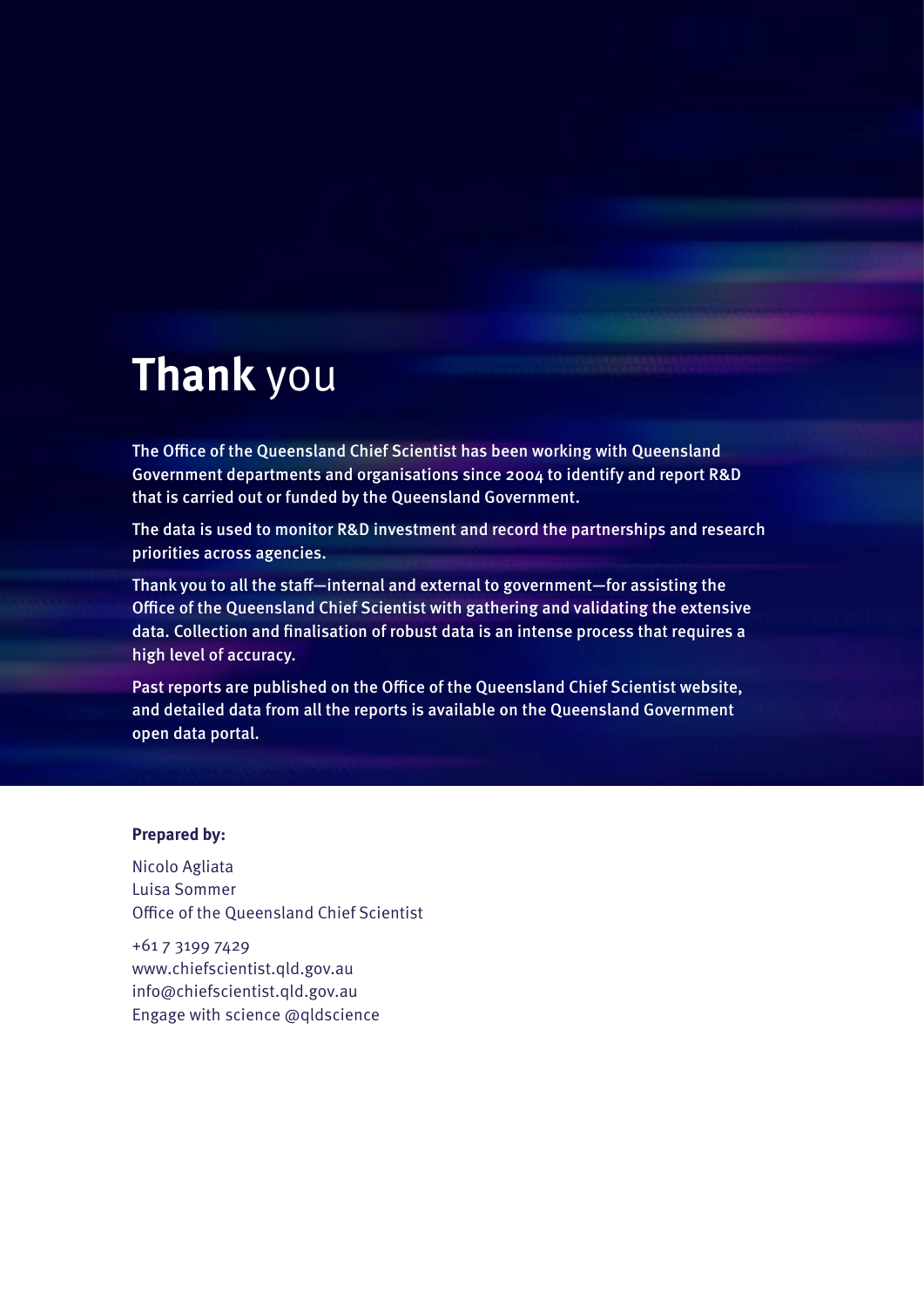# **Thank** you

The Office of the Queensland Chief Scientist has been working with Queensland Government departments and organisations since 2004 to identify and report R&D that is carried out or funded by the Queensland Government.

The data is used to monitor R&D investment and record the partnerships and research priorities across agencies.

Thank you to all the staff—internal and external to government—for assisting the Office of the Queensland Chief Scientist with gathering and validating the extensive data. Collection and finalisation of robust data is an intense process that requires a high level of accuracy.

Past reports are published on the Office of the Queensland Chief Scientist website, and detailed data from all the reports is available on the Queensland Government open data portal.

**Prepared by:**

Nicolo Agliata
Luisa Sommer
Office of the Queensland Chief Scientist

+61 7 3199 7429
www.chiefscientist.qld.gov.au
info@chiefscientist.qld.gov.au
Engage with science @qldscience